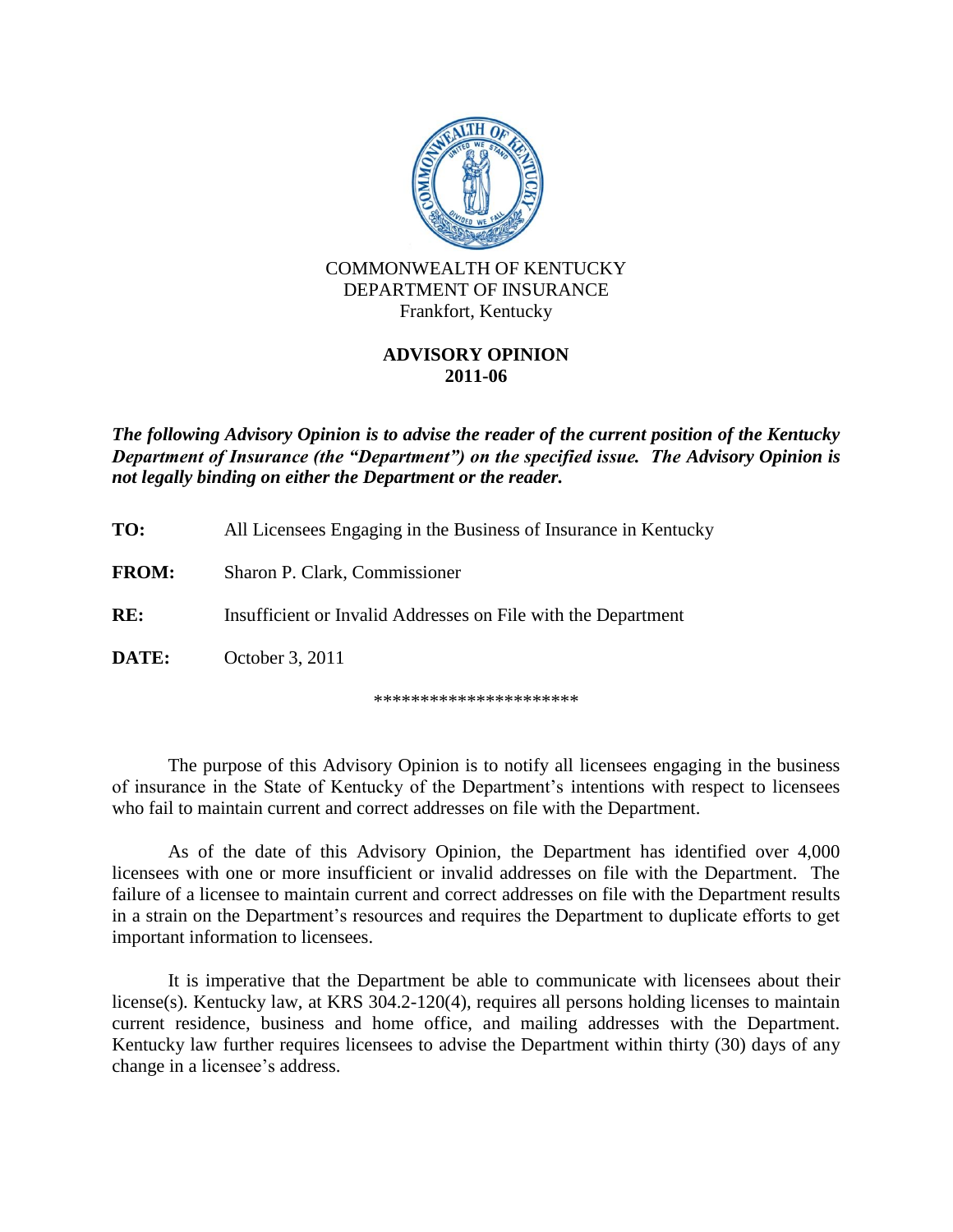COMMONWEALTH OF KENTUCKY
DEPARTMENT OF INSURANCE
Frankfort, Kentucky

# ADVISORY OPINION
# 2011-06

***The following Advisory Opinion is to advise the reader of the current position of the Kentucky Department of Insurance (the "Department") on the specified issue. The Advisory Opinion is not legally binding on either the Department or the reader.***

**TO:** All Licensees Engaging in the Business of Insurance in Kentucky

**FROM:** Sharon P. Clark, Commissioner

**RE:** Insufficient or Invalid Addresses on File with the Department

**DATE:** October 3, 2011

**********************

The purpose of this Advisory Opinion is to notify all licensees engaging in the business of insurance in the State of Kentucky of the Department's intentions with respect to licensees who fail to maintain current and correct addresses on file with the Department.

As of the date of this Advisory Opinion, the Department has identified over 4,000 licensees with one or more insufficient or invalid addresses on file with the Department. The failure of a licensee to maintain current and correct addresses on file with the Department results in a strain on the Department's resources and requires the Department to duplicate efforts to get important information to licensees.

It is imperative that the Department be able to communicate with licensees about their license(s). Kentucky law, at KRS 304.2-120(4), requires all persons holding licenses to maintain current residence, business and home office, and mailing addresses with the Department. Kentucky law further requires licensees to advise the Department within thirty (30) days of any change in a licensee's address.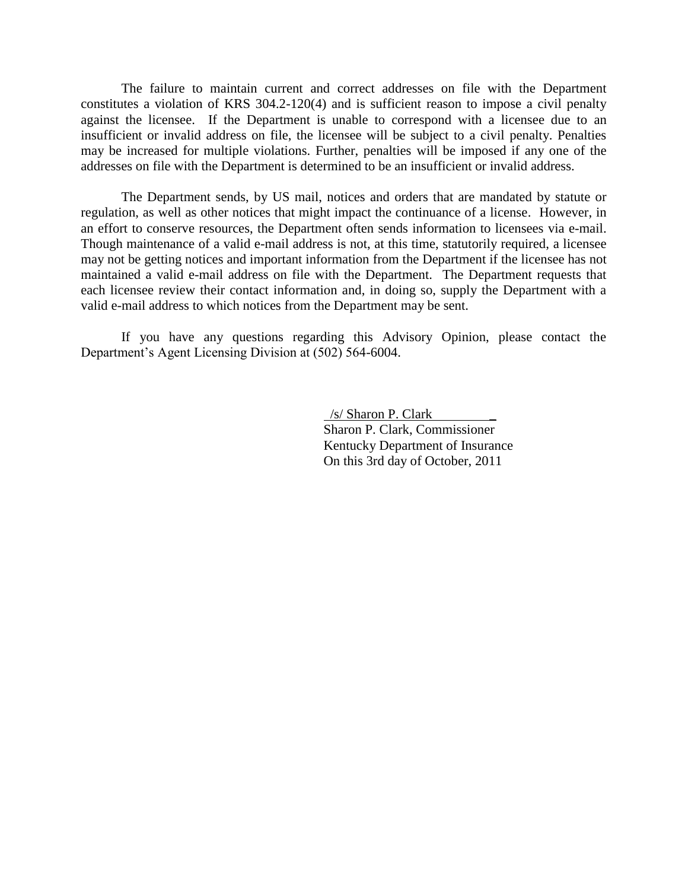The failure to maintain current and correct addresses on file with the Department constitutes a violation of KRS 304.2-120(4) and is sufficient reason to impose a civil penalty against the licensee. If the Department is unable to correspond with a licensee due to an insufficient or invalid address on file, the licensee will be subject to a civil penalty. Penalties may be increased for multiple violations. Further, penalties will be imposed if any one of the addresses on file with the Department is determined to be an insufficient or invalid address.

The Department sends, by US mail, notices and orders that are mandated by statute or regulation, as well as other notices that might impact the continuance of a license. However, in an effort to conserve resources, the Department often sends information to licensees via e-mail. Though maintenance of a valid e-mail address is not, at this time, statutorily required, a licensee may not be getting notices and important information from the Department if the licensee has not maintained a valid e-mail address on file with the Department. The Department requests that each licensee review their contact information and, in doing so, supply the Department with a valid e-mail address to which notices from the Department may be sent.

If you have any questions regarding this Advisory Opinion, please contact the Department's Agent Licensing Division at (502) 564-6004.

/s/ Sharon P. Clark
Sharon P. Clark, Commissioner
Kentucky Department of Insurance
On this 3rd day of October, 2011